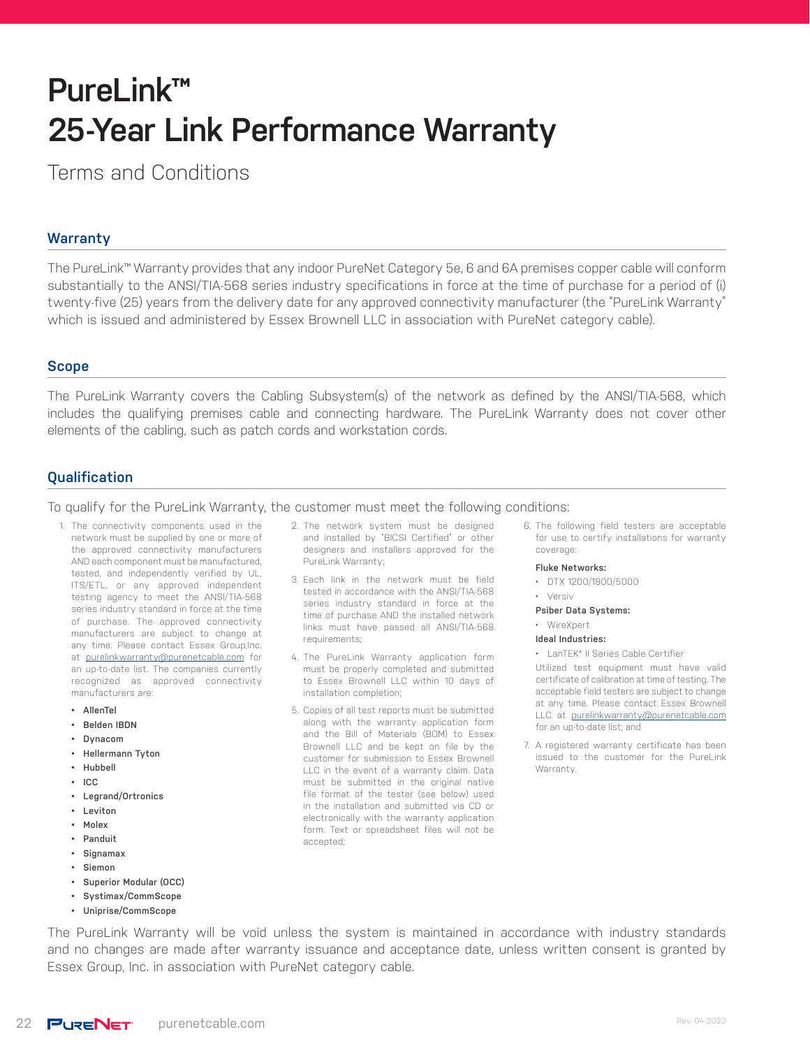# PureLink™ 25-Year Link Performance Warranty

Terms and Conditions

## Warranty

The PureLink™ Warranty provides that any indoor PureNet Category 5e, 6 and 6A premises copper cable will conform substantially to the ANSI/TIA-568 series industry specifications in force at the time of purchase for a period of (i) twenty-five (25) years from the delivery date for any approved connectivity manufacturer (the "PureLink Warranty" which is issued and administered by Essex Brownell LLC in association with PureNet category cable).

## Scope

The PureLink Warranty covers the Cabling Subsystem(s) of the network as defined by the ANSI/TIA-568, which includes the qualifying premises cable and connecting hardware. The PureLink Warranty does not cover other elements of the cabling, such as patch cords and workstation cords.

## Qualification

To qualify for the PureLink Warranty, the customer must meet the following conditions:

1. The connectivity components used in the network must be supplied by one or more of the approved connectivity manufacturers AND each component must be manufactured, tested, and independently verified by UL, ITS/ETL, or any approved independent testing agency to meet the ANSI/TIA-568 series industry standard in force at the time of purchase. The approved connectivity manufacturers are subject to change at any time. Please contact Essex Group,Inc. at purelinkwarranty@purenetcable.com for an up-to-date list. The companies currently recognized as approved connectivity manufacturers are:
   - **AllenTel**
   - **Belden IBDN**
   - **Dynacom**
   - **Hellermann Tyton**
   - **Hubbell**
   - **ICC**
   - **Legrand/Ortronics**
   - **Leviton**
   - **Molex**
   - **Panduit**
   - **Signamax**
   - **Siemon**
   - **Superior Modular (OCC)**
   - **Systimax/CommScope**
   - **Uniprise/CommScope**
2. The network system must be designed and installed by "BICSI Certified" or other designers and installers approved for the PureLink Warranty;
3. Each link in the network must be field tested in accordance with the ANSI/TIA-568 series industry standard in force at the time of purchase AND the installed network links must have passed all ANSI/TIA-568 requirements;
4. The PureLink Warranty application form must be properly completed and submitted to Essex Brownell LLC within 10 days of installation completion;
5. Copies of all test reports must be submitted along with the warranty application form and the Bill of Materials (BOM) to Essex Brownell LLC and be kept on file by the customer for submission to Essex Brownell LLC in the event of a warranty claim. Data must be submitted in the original native file format of the tester (see below) used in the installation and submitted via CD or electronically with the warranty application form. Text or spreadsheet files will not be accepted;
6. The following field testers are acceptable for use to certify installations for warranty coverage:

   **Fluke Networks:**
   - DTX 1200/1800/5000
   - Versiv

   **Psiber Data Systems:**
   - WireXpert

   **Ideal Industries:**
   - LanTEK® II Series Cable Certifier

   Utilized test equipment must have valid certificate of calibration at time of testing. The acceptable field testers are subject to change at any time. Please contact Essex Brownell LLC at purelinkwarranty@purenetcable.com for an up-to-date list; and
7. A registered warranty certificate has been issued to the customer for the PureLink Warranty.

The PureLink Warranty will be void unless the system is maintained in accordance with industry standards and no changes are made after warranty issuance and acceptance date, unless written consent is granted by Essex Group, Inc. in association with PureNet category cable.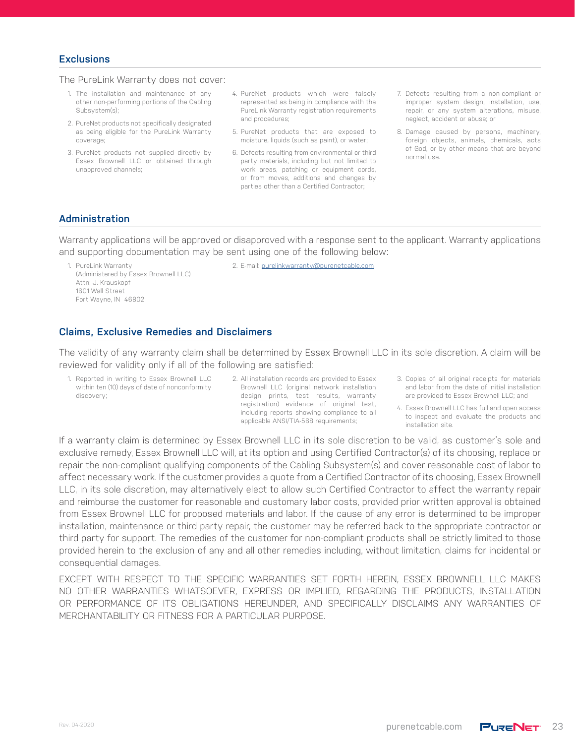## Exclusions

The PureLink Warranty does not cover:

1. The installation and maintenance of any other non-performing portions of the Cabling Subsystem(s);
2. PureNet products not specifically designated as being eligible for the PureLink Warranty coverage;
3. PureNet products not supplied directly by Essex Brownell LLC or obtained through unapproved channels;
4. PureNet products which were falsely represented as being in compliance with the PureLink Warranty registration requirements and procedures;
5. PureNet products that are exposed to moisture, liquids (such as paint), or water;
6. Defects resulting from environmental or third party materials, including but not limited to work areas, patching or equipment cords, or from moves, additions and changes by parties other than a Certified Contractor;
7. Defects resulting from a non-compliant or improper system design, installation, use, repair, or any system alterations, misuse, neglect, accident or abuse; or
8. Damage caused by persons, machinery, foreign objects, animals, chemicals, acts of God, or by other means that are beyond normal use.

## Administration

Warranty applications will be approved or disapproved with a response sent to the applicant. Warranty applications and supporting documentation may be sent using one of the following below:

1. PureLink Warranty
   (Administered by Essex Brownell LLC)
   Attn; J. Krauskopf
   1601 Wall Street
   Fort Wayne, IN 46802
2. E-mail: purelinkwarranty@purenetcable.com

## Claims, Exclusive Remedies and Disclaimers

The validity of any warranty claim shall be determined by Essex Brownell LLC in its sole discretion. A claim will be reviewed for validity only if all of the following are satisfied:

1. Reported in writing to Essex Brownell LLC within ten (10) days of date of nonconformity discovery;
2. All installation records are provided to Essex Brownell LLC (original network installation design prints, test results, warranty registration) evidence of original test, including reports showing compliance to all applicable ANSI/TIA-568 requirements;
3. Copies of all original receipts for materials and labor from the date of initial installation are provided to Essex Brownell LLC; and
4. Essex Brownell LLC has full and open access to inspect and evaluate the products and installation site.

If a warranty claim is determined by Essex Brownell LLC in its sole discretion to be valid, as customer's sole and exclusive remedy, Essex Brownell LLC will, at its option and using Certified Contractor(s) of its choosing, replace or repair the non-compliant qualifying components of the Cabling Subsystem(s) and cover reasonable cost of labor to affect necessary work. If the customer provides a quote from a Certified Contractor of its choosing, Essex Brownell LLC, in its sole discretion, may alternatively elect to allow such Certified Contractor to affect the warranty repair and reimburse the customer for reasonable and customary labor costs, provided prior written approval is obtained from Essex Brownell LLC for proposed materials and labor. If the cause of any error is determined to be improper installation, maintenance or third party repair, the customer may be referred back to the appropriate contractor or third party for support. The remedies of the customer for non-compliant products shall be strictly limited to those provided herein to the exclusion of any and all other remedies including, without limitation, claims for incidental or consequential damages.

EXCEPT WITH RESPECT TO THE SPECIFIC WARRANTIES SET FORTH HEREIN, ESSEX BROWNELL LLC MAKES NO OTHER WARRANTIES WHATSOEVER, EXPRESS OR IMPLIED, REGARDING THE PRODUCTS, INSTALLATION OR PERFORMANCE OF ITS OBLIGATIONS HEREUNDER, AND SPECIFICALLY DISCLAIMS ANY WARRANTIES OF MERCHANTABILITY OR FITNESS FOR A PARTICULAR PURPOSE.